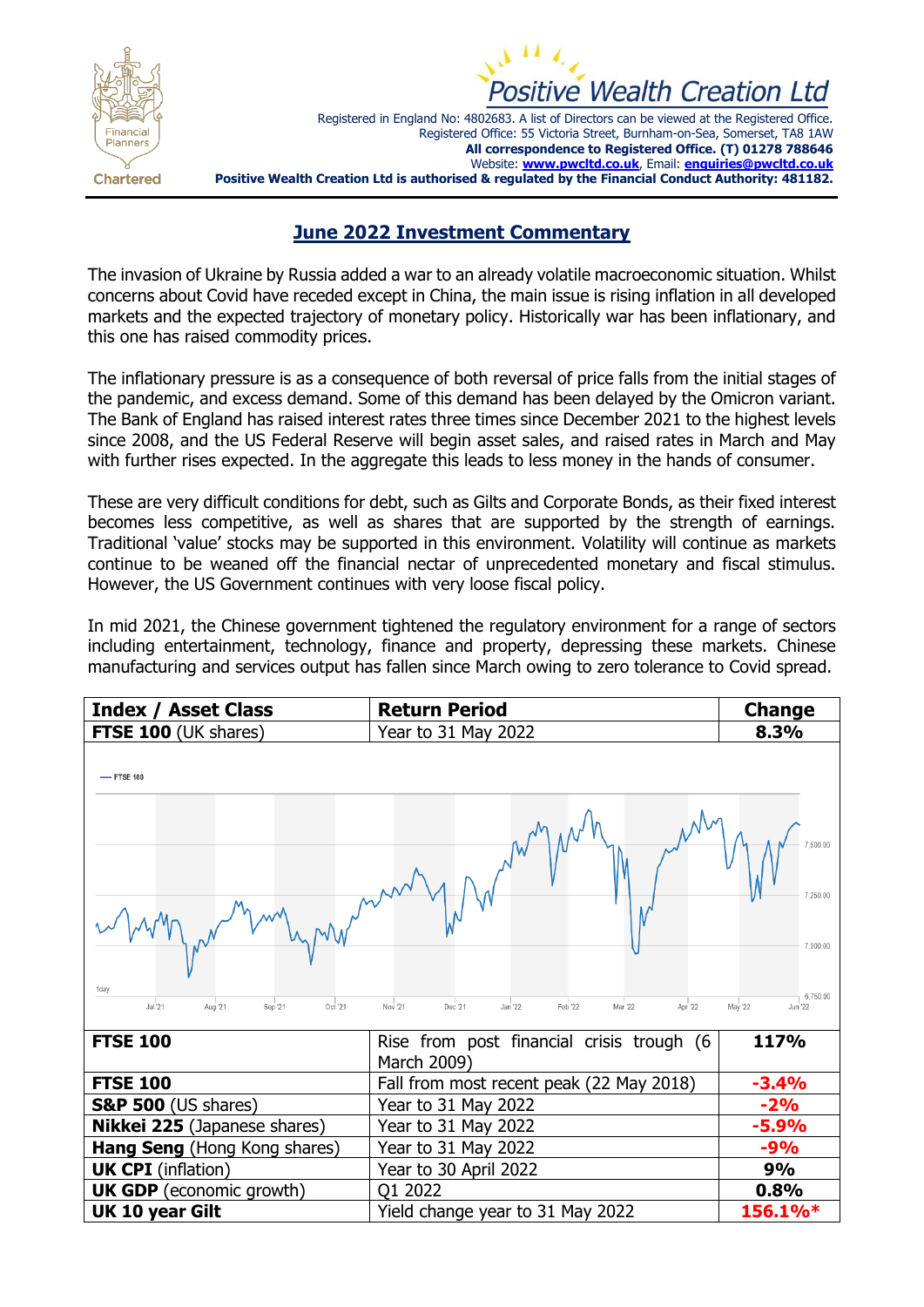Positive Wealth Creation Ltd

Registered in England No: 4802683. A list of Directors can be viewed at the Registered Office.
Registered Office: 55 Victoria Street, Burnham-on-Sea, Somerset, TA8 1AW
**All correspondence to Registered Office. (T) 01278 788646**
Website: **www.pwcltd.co.uk**, Email: **enquiries@pwcltd.co.uk**
**Positive Wealth Creation Ltd is authorised & regulated by the Financial Conduct Authority: 481182.**

# June 2022 Investment Commentary

The invasion of Ukraine by Russia added a war to an already volatile macroeconomic situation. Whilst concerns about Covid have receded except in China, the main issue is rising inflation in all developed markets and the expected trajectory of monetary policy. Historically war has been inflationary, and this one has raised commodity prices.

The inflationary pressure is as a consequence of both reversal of price falls from the initial stages of the pandemic, and excess demand. Some of this demand has been delayed by the Omicron variant. The Bank of England has raised interest rates three times since December 2021 to the highest levels since 2008, and the US Federal Reserve will begin asset sales, and raised rates in March and May with further rises expected. In the aggregate this leads to less money in the hands of consumer.

These are very difficult conditions for debt, such as Gilts and Corporate Bonds, as their fixed interest becomes less competitive, as well as shares that are supported by the strength of earnings. Traditional 'value' stocks may be supported in this environment. Volatility will continue as markets continue to be weaned off the financial nectar of unprecedented monetary and fiscal stimulus. However, the US Government continues with very loose fiscal policy.

In mid 2021, the Chinese government tightened the regulatory environment for a range of sectors including entertainment, technology, finance and property, depressing these markets. Chinese manufacturing and services output has fallen since March owing to zero tolerance to Covid spread.

| Index / Asset Class | Return Period | Change |
|---|---|---|
| **FTSE 100** (UK shares) | Year to 31 May 2022 | **8.3%** |
| **FTSE 100** | Rise from post financial crisis trough (6 March 2009) | **117%** |
| **FTSE 100** | Fall from most recent peak (22 May 2018) | **-3.4%** |
| **S&P 500** (US shares) | Year to 31 May 2022 | **-2%** |
| **Nikkei 225** (Japanese shares) | Year to 31 May 2022 | **-5.9%** |
| **Hang Seng** (Hong Kong shares) | Year to 31 May 2022 | **-9%** |
| **UK CPI** (inflation) | Year to 30 April 2022 | **9%** |
| **UK GDP** (economic growth) | Q1 2022 | **0.8%** |
| **UK 10 year Gilt** | Yield change year to 31 May 2022 | **156.1%*** |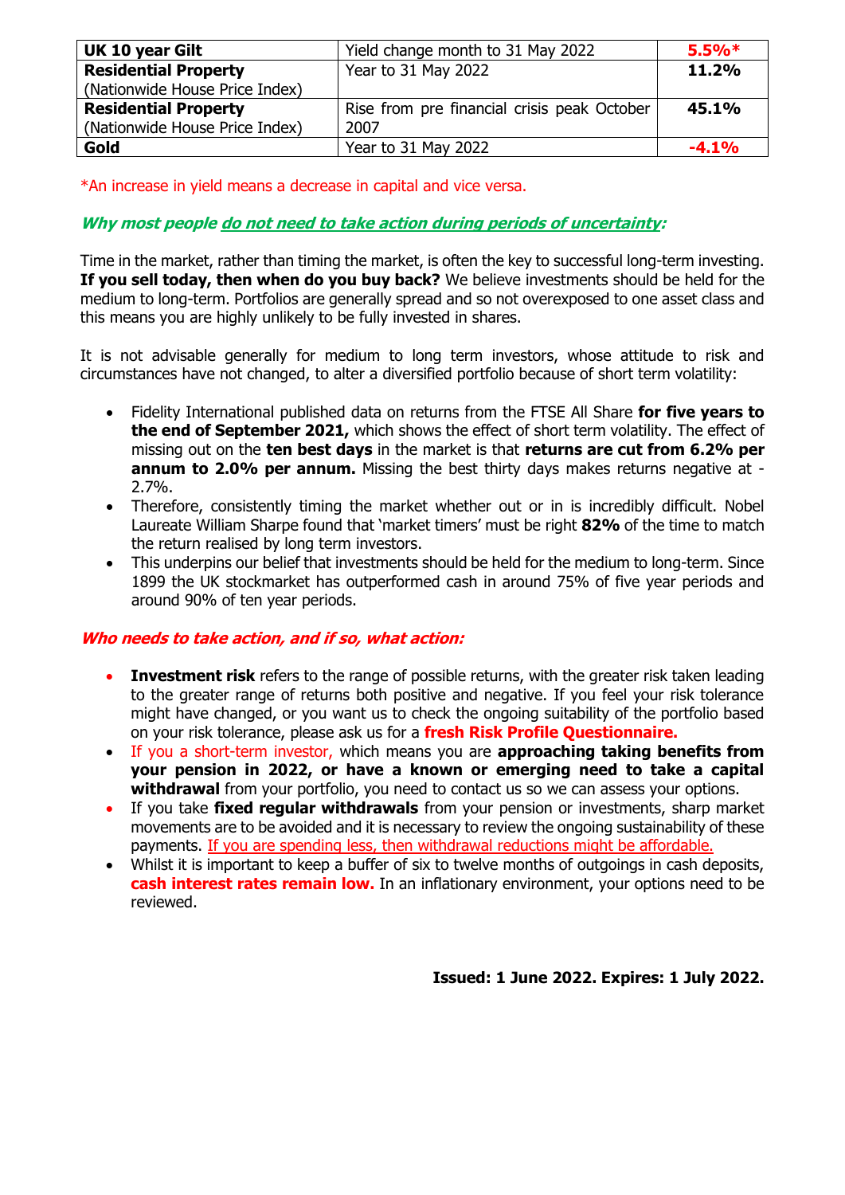| | | |
|---|---|---|
| **UK 10 year Gilt** | Yield change month to 31 May 2022 | **5.5%***  |
| **Residential Property** (Nationwide House Price Index) | Year to 31 May 2022 | **11.2%** |
| **Residential Property** (Nationwide House Price Index) | Rise from pre financial crisis peak October 2007 | **45.1%** |
| **Gold** | Year to 31 May 2022 | **-4.1%** |

*An increase in yield means a decrease in capital and vice versa.

### ***Why most people do not need to take action during periods of uncertainty:***

Time in the market, rather than timing the market, is often the key to successful long-term investing. **If you sell today, then when do you buy back?** We believe investments should be held for the medium to long-term. Portfolios are generally spread and so not overexposed to one asset class and this means you are highly unlikely to be fully invested in shares.

It is not advisable generally for medium to long term investors, whose attitude to risk and circumstances have not changed, to alter a diversified portfolio because of short term volatility:

- Fidelity International published data on returns from the FTSE All Share **for five years to the end of September 2021,** which shows the effect of short term volatility. The effect of missing out on the **ten best days** in the market is that **returns are cut from 6.2% per annum to 2.0% per annum.** Missing the best thirty days makes returns negative at -2.7%.
- Therefore, consistently timing the market whether out or in is incredibly difficult. Nobel Laureate William Sharpe found that 'market timers' must be right **82%** of the time to match the return realised by long term investors.
- This underpins our belief that investments should be held for the medium to long-term. Since 1899 the UK stockmarket has outperformed cash in around 75% of five year periods and around 90% of ten year periods.

### ***Who needs to take action, and if so, what action:***

- **Investment risk** refers to the range of possible returns, with the greater risk taken leading to the greater range of returns both positive and negative. If you feel your risk tolerance might have changed, or you want us to check the ongoing suitability of the portfolio based on your risk tolerance, please ask us for a **fresh Risk Profile Questionnaire.**
- If you a short-term investor, which means you are **approaching taking benefits from your pension in 2022, or have a known or emerging need to take a capital withdrawal** from your portfolio, you need to contact us so we can assess your options.
- If you take **fixed regular withdrawals** from your pension or investments, sharp market movements are to be avoided and it is necessary to review the ongoing sustainability of these payments. If you are spending less, then withdrawal reductions might be affordable.
- Whilst it is important to keep a buffer of six to twelve months of outgoings in cash deposits, **cash interest rates remain low.** In an inflationary environment, your options need to be reviewed.

**Issued: 1 June 2022. Expires: 1 July 2022.**